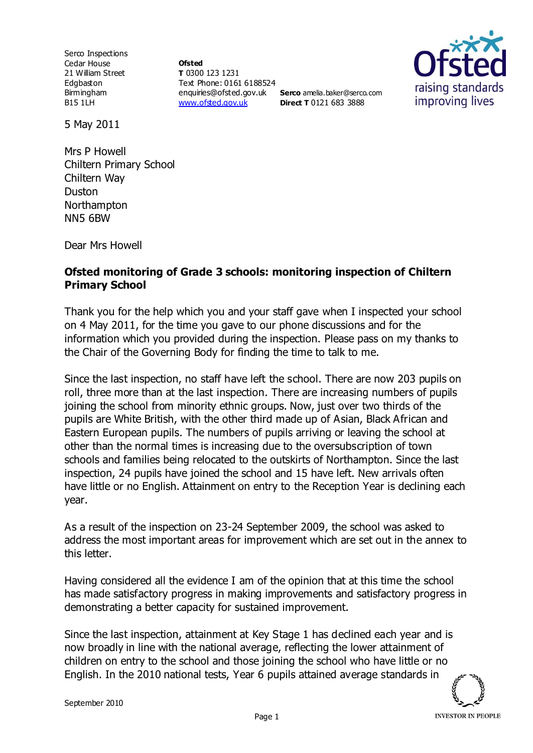Serco Inspections
Cedar House
21 William Street
Edgbaston
Birmingham
B15 1LH

**Ofsted**
**T** 0300 123 1231
Text Phone: 0161 6188524
enquiries@ofsted.gov.uk
www.ofsted.gov.uk

**Serco** amelia.baker@serco.com
**Direct T** 0121 683 3888

5 May 2011

Mrs P Howell
Chiltern Primary School
Chiltern Way
Duston
Northampton
NN5 6BW

Dear Mrs Howell

**Ofsted monitoring of Grade 3 schools: monitoring inspection of Chiltern Primary School**

Thank you for the help which you and your staff gave when I inspected your school on 4 May 2011, for the time you gave to our phone discussions and for the information which you provided during the inspection. Please pass on my thanks to the Chair of the Governing Body for finding the time to talk to me.

Since the last inspection, no staff have left the school. There are now 203 pupils on roll, three more than at the last inspection. There are increasing numbers of pupils joining the school from minority ethnic groups. Now, just over two thirds of the pupils are White British, with the other third made up of Asian, Black African and Eastern European pupils. The numbers of pupils arriving or leaving the school at other than the normal times is increasing due to the oversubscription of town schools and families being relocated to the outskirts of Northampton. Since the last inspection, 24 pupils have joined the school and 15 have left. New arrivals often have little or no English. Attainment on entry to the Reception Year is declining each year.

As a result of the inspection on 23-24 September 2009, the school was asked to address the most important areas for improvement which are set out in the annex to this letter.

Having considered all the evidence I am of the opinion that at this time the school has made satisfactory progress in making improvements and satisfactory progress in demonstrating a better capacity for sustained improvement.

Since the last inspection, attainment at Key Stage 1 has declined each year and is now broadly in line with the national average, reflecting the lower attainment of children on entry to the school and those joining the school who have little or no English. In the 2010 national tests, Year 6 pupils attained average standards in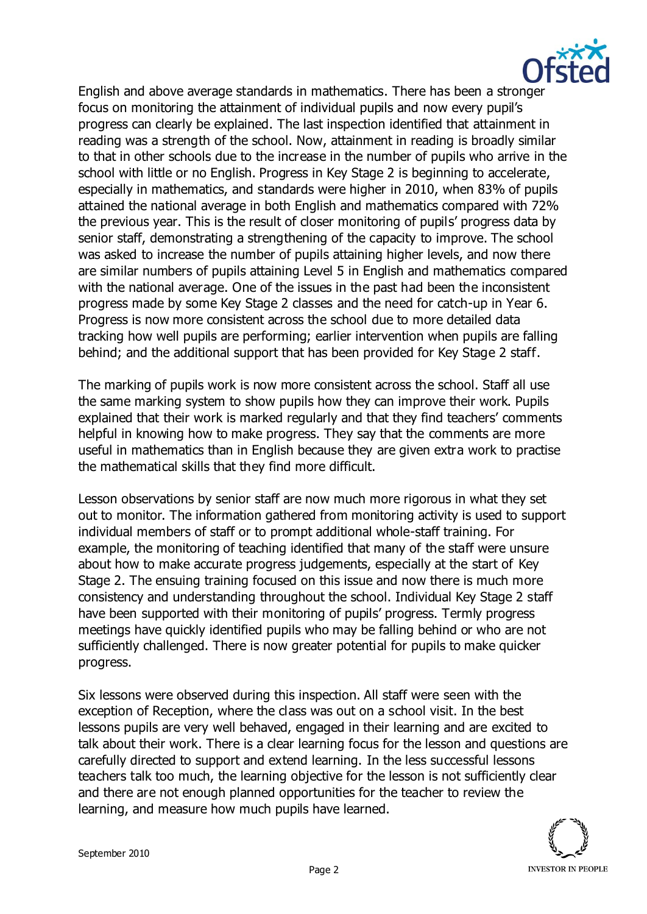English and above average standards in mathematics. There has been a stronger focus on monitoring the attainment of individual pupils and now every pupil's progress can clearly be explained. The last inspection identified that attainment in reading was a strength of the school. Now, attainment in reading is broadly similar to that in other schools due to the increase in the number of pupils who arrive in the school with little or no English. Progress in Key Stage 2 is beginning to accelerate, especially in mathematics, and standards were higher in 2010, when 83% of pupils attained the national average in both English and mathematics compared with 72% the previous year. This is the result of closer monitoring of pupils' progress data by senior staff, demonstrating a strengthening of the capacity to improve. The school was asked to increase the number of pupils attaining higher levels, and now there are similar numbers of pupils attaining Level 5 in English and mathematics compared with the national average. One of the issues in the past had been the inconsistent progress made by some Key Stage 2 classes and the need for catch-up in Year 6. Progress is now more consistent across the school due to more detailed data tracking how well pupils are performing; earlier intervention when pupils are falling behind; and the additional support that has been provided for Key Stage 2 staff.

The marking of pupils work is now more consistent across the school. Staff all use the same marking system to show pupils how they can improve their work. Pupils explained that their work is marked regularly and that they find teachers' comments helpful in knowing how to make progress. They say that the comments are more useful in mathematics than in English because they are given extra work to practise the mathematical skills that they find more difficult.

Lesson observations by senior staff are now much more rigorous in what they set out to monitor. The information gathered from monitoring activity is used to support individual members of staff or to prompt additional whole-staff training. For example, the monitoring of teaching identified that many of the staff were unsure about how to make accurate progress judgements, especially at the start of Key Stage 2. The ensuing training focused on this issue and now there is much more consistency and understanding throughout the school. Individual Key Stage 2 staff have been supported with their monitoring of pupils' progress. Termly progress meetings have quickly identified pupils who may be falling behind or who are not sufficiently challenged. There is now greater potential for pupils to make quicker progress.

Six lessons were observed during this inspection. All staff were seen with the exception of Reception, where the class was out on a school visit. In the best lessons pupils are very well behaved, engaged in their learning and are excited to talk about their work. There is a clear learning focus for the lesson and questions are carefully directed to support and extend learning. In the less successful lessons teachers talk too much, the learning objective for the lesson is not sufficiently clear and there are not enough planned opportunities for the teacher to review the learning, and measure how much pupils have learned.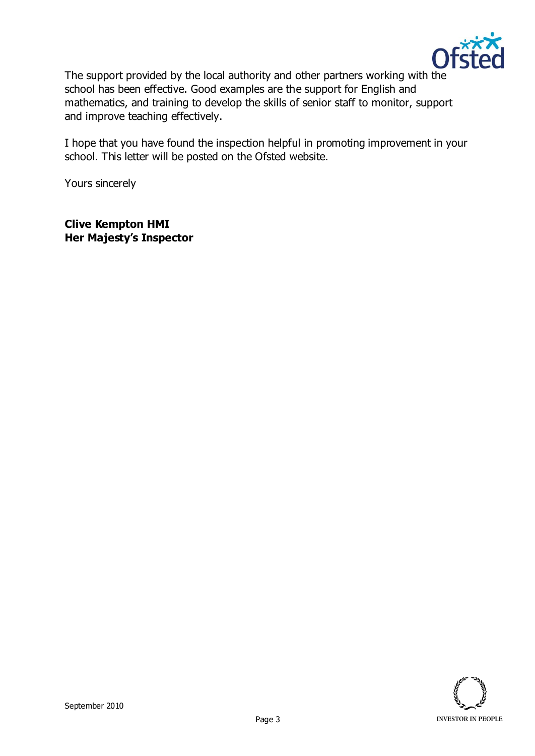The support provided by the local authority and other partners working with the school has been effective. Good examples are the support for English and mathematics, and training to develop the skills of senior staff to monitor, support and improve teaching effectively.

I hope that you have found the inspection helpful in promoting improvement in your school. This letter will be posted on the Ofsted website.

Yours sincerely

**Clive Kempton HMI**
**Her Majesty's Inspector**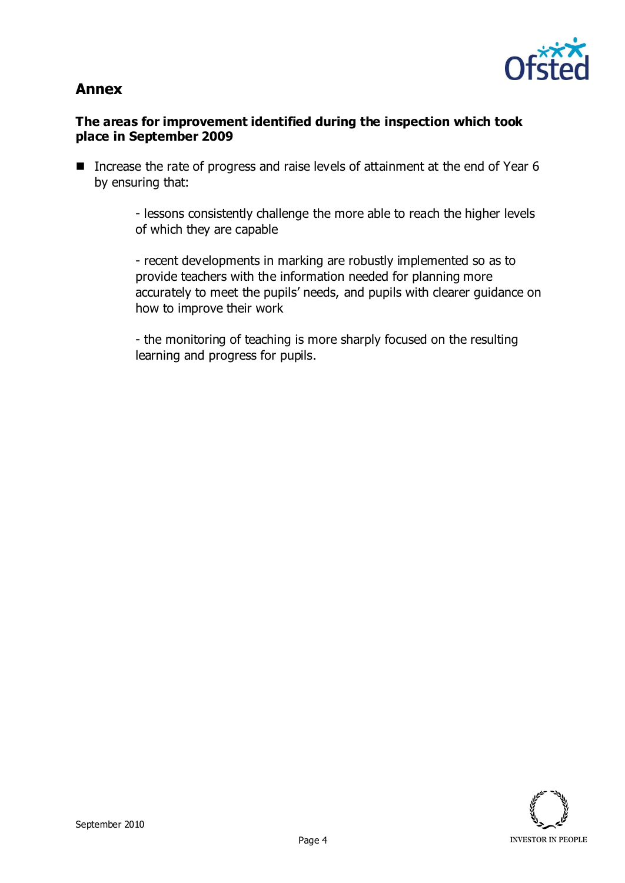## Annex

**The areas for improvement identified during the inspection which took place in September 2009**

- Increase the rate of progress and raise levels of attainment at the end of Year 6 by ensuring that:

  - lessons consistently challenge the more able to reach the higher levels of which they are capable

  - recent developments in marking are robustly implemented so as to provide teachers with the information needed for planning more accurately to meet the pupils' needs, and pupils with clearer guidance on how to improve their work

  - the monitoring of teaching is more sharply focused on the resulting learning and progress for pupils.